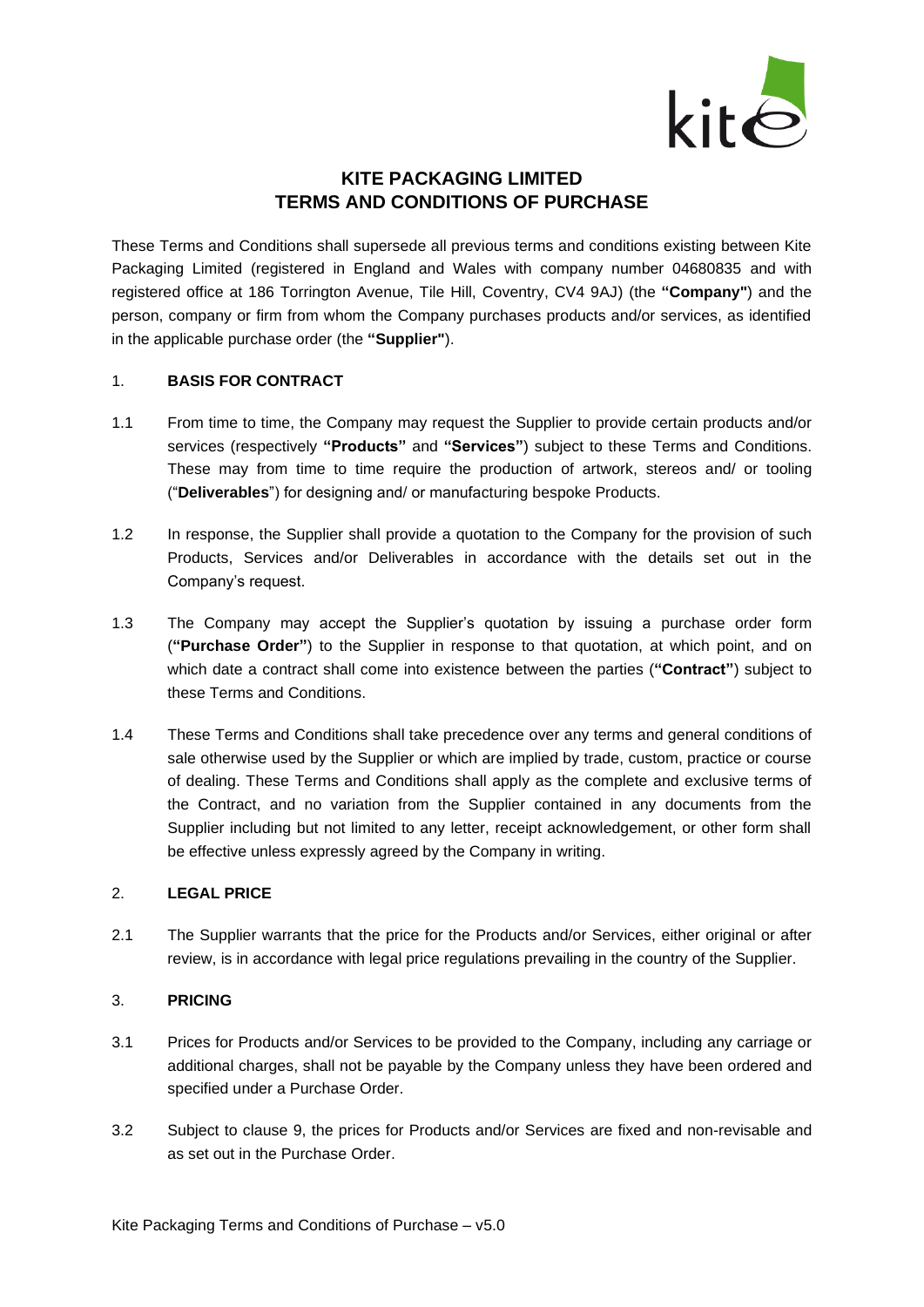# KITE PACKAGING LIMITED
# TERMS AND CONDITIONS OF PURCHASE

These Terms and Conditions shall supersede all previous terms and conditions existing between Kite Packaging Limited (registered in England and Wales with company number 04680835 and with registered office at 186 Torrington Avenue, Tile Hill, Coventry, CV4 9AJ) (the **"Company"**) and the person, company or firm from whom the Company purchases products and/or services, as identified in the applicable purchase order (the **"Supplier"**).

## 1. BASIS FOR CONTRACT

1.1 From time to time, the Company may request the Supplier to provide certain products and/or services (respectively **"Products"** and **"Services"**) subject to these Terms and Conditions. These may from time to time require the production of artwork, stereos and/ or tooling ("**Deliverables**") for designing and/ or manufacturing bespoke Products.

1.2 In response, the Supplier shall provide a quotation to the Company for the provision of such Products, Services and/or Deliverables in accordance with the details set out in the Company's request.

1.3 The Company may accept the Supplier's quotation by issuing a purchase order form (**"Purchase Order"**) to the Supplier in response to that quotation, at which point, and on which date a contract shall come into existence between the parties (**"Contract"**) subject to these Terms and Conditions.

1.4 These Terms and Conditions shall take precedence over any terms and general conditions of sale otherwise used by the Supplier or which are implied by trade, custom, practice or course of dealing. These Terms and Conditions shall apply as the complete and exclusive terms of the Contract, and no variation from the Supplier contained in any documents from the Supplier including but not limited to any letter, receipt acknowledgement, or other form shall be effective unless expressly agreed by the Company in writing.

## 2. LEGAL PRICE

2.1 The Supplier warrants that the price for the Products and/or Services, either original or after review, is in accordance with legal price regulations prevailing in the country of the Supplier.

## 3. PRICING

3.1 Prices for Products and/or Services to be provided to the Company, including any carriage or additional charges, shall not be payable by the Company unless they have been ordered and specified under a Purchase Order.

3.2 Subject to clause 9, the prices for Products and/or Services are fixed and non-revisable and as set out in the Purchase Order.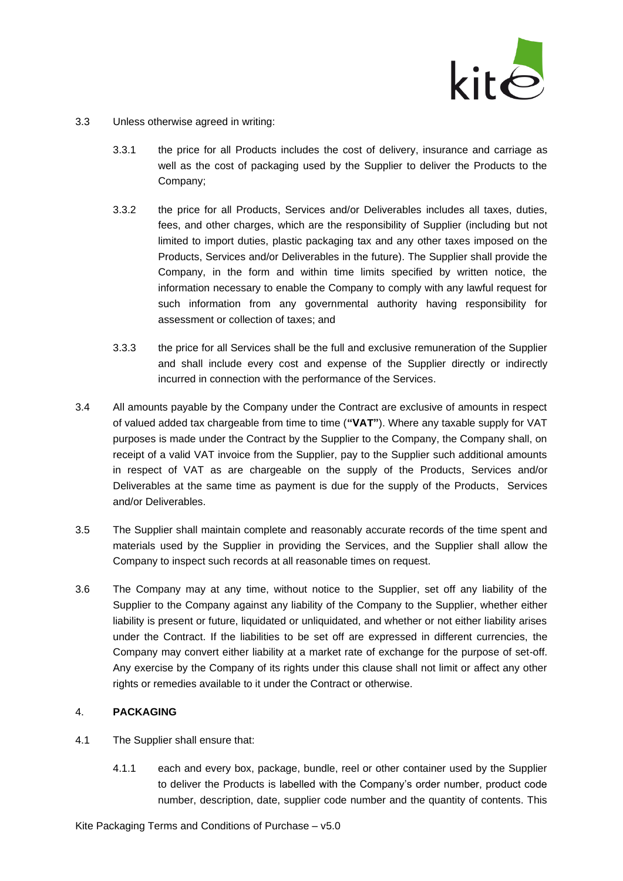3.3 Unless otherwise agreed in writing:

3.3.1 the price for all Products includes the cost of delivery, insurance and carriage as well as the cost of packaging used by the Supplier to deliver the Products to the Company;

3.3.2 the price for all Products, Services and/or Deliverables includes all taxes, duties, fees, and other charges, which are the responsibility of Supplier (including but not limited to import duties, plastic packaging tax and any other taxes imposed on the Products, Services and/or Deliverables in the future). The Supplier shall provide the Company, in the form and within time limits specified by written notice, the information necessary to enable the Company to comply with any lawful request for such information from any governmental authority having responsibility for assessment or collection of taxes; and

3.3.3 the price for all Services shall be the full and exclusive remuneration of the Supplier and shall include every cost and expense of the Supplier directly or indirectly incurred in connection with the performance of the Services.

3.4 All amounts payable by the Company under the Contract are exclusive of amounts in respect of valued added tax chargeable from time to time (**"VAT"**). Where any taxable supply for VAT purposes is made under the Contract by the Supplier to the Company, the Company shall, on receipt of a valid VAT invoice from the Supplier, pay to the Supplier such additional amounts in respect of VAT as are chargeable on the supply of the Products, Services and/or Deliverables at the same time as payment is due for the supply of the Products, Services and/or Deliverables.

3.5 The Supplier shall maintain complete and reasonably accurate records of the time spent and materials used by the Supplier in providing the Services, and the Supplier shall allow the Company to inspect such records at all reasonable times on request.

3.6 The Company may at any time, without notice to the Supplier, set off any liability of the Supplier to the Company against any liability of the Company to the Supplier, whether either liability is present or future, liquidated or unliquidated, and whether or not either liability arises under the Contract. If the liabilities to be set off are expressed in different currencies, the Company may convert either liability at a market rate of exchange for the purpose of set-off. Any exercise by the Company of its rights under this clause shall not limit or affect any other rights or remedies available to it under the Contract or otherwise.

## 4. PACKAGING

4.1 The Supplier shall ensure that:

4.1.1 each and every box, package, bundle, reel or other container used by the Supplier to deliver the Products is labelled with the Company's order number, product code number, description, date, supplier code number and the quantity of contents. This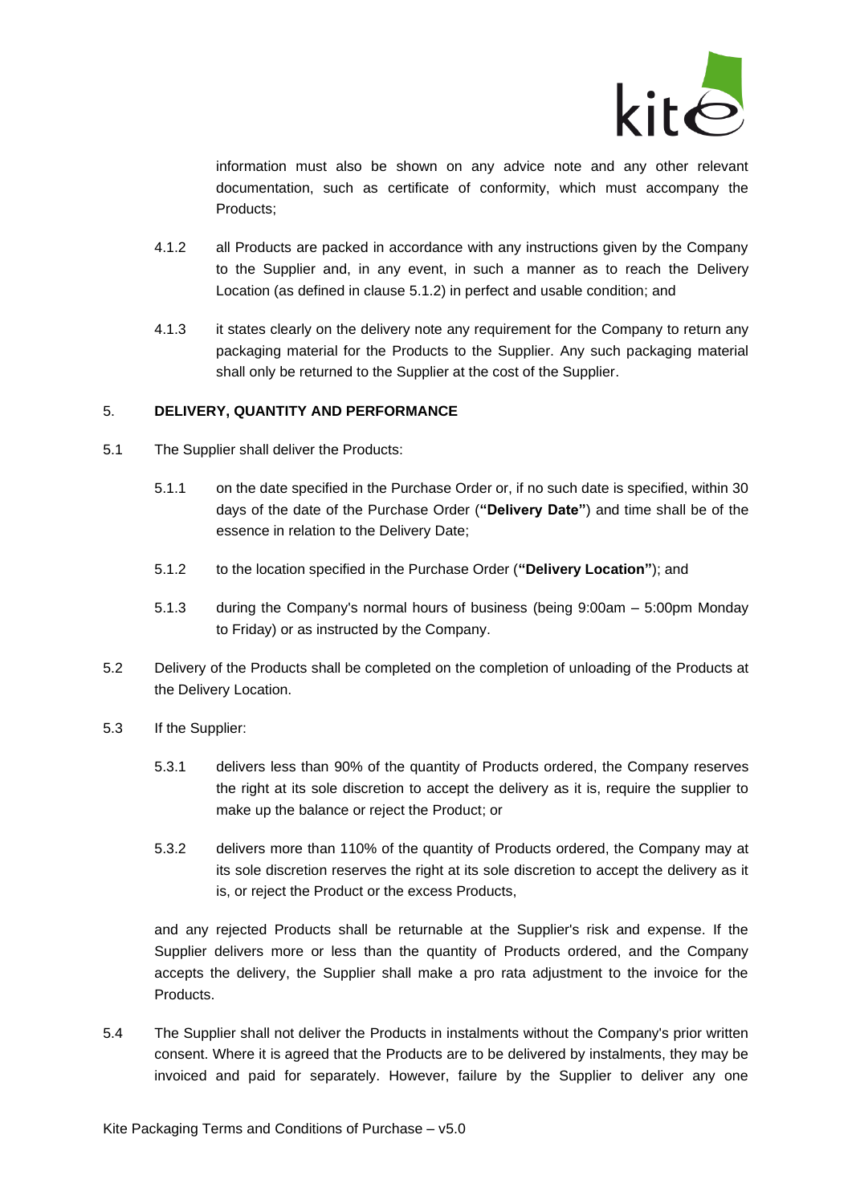information must also be shown on any advice note and any other relevant documentation, such as certificate of conformity, which must accompany the Products;

4.1.2 all Products are packed in accordance with any instructions given by the Company to the Supplier and, in any event, in such a manner as to reach the Delivery Location (as defined in clause 5.1.2) in perfect and usable condition; and

4.1.3 it states clearly on the delivery note any requirement for the Company to return any packaging material for the Products to the Supplier. Any such packaging material shall only be returned to the Supplier at the cost of the Supplier.

## 5. DELIVERY, QUANTITY AND PERFORMANCE

5.1 The Supplier shall deliver the Products:

5.1.1 on the date specified in the Purchase Order or, if no such date is specified, within 30 days of the date of the Purchase Order (**"Delivery Date"**) and time shall be of the essence in relation to the Delivery Date;

5.1.2 to the location specified in the Purchase Order (**"Delivery Location"**); and

5.1.3 during the Company's normal hours of business (being 9:00am – 5:00pm Monday to Friday) or as instructed by the Company.

5.2 Delivery of the Products shall be completed on the completion of unloading of the Products at the Delivery Location.

5.3 If the Supplier:

5.3.1 delivers less than 90% of the quantity of Products ordered, the Company reserves the right at its sole discretion to accept the delivery as it is, require the supplier to make up the balance or reject the Product; or

5.3.2 delivers more than 110% of the quantity of Products ordered, the Company may at its sole discretion reserves the right at its sole discretion to accept the delivery as it is, or reject the Product or the excess Products,

and any rejected Products shall be returnable at the Supplier's risk and expense. If the Supplier delivers more or less than the quantity of Products ordered, and the Company accepts the delivery, the Supplier shall make a pro rata adjustment to the invoice for the Products.

5.4 The Supplier shall not deliver the Products in instalments without the Company's prior written consent. Where it is agreed that the Products are to be delivered by instalments, they may be invoiced and paid for separately. However, failure by the Supplier to deliver any one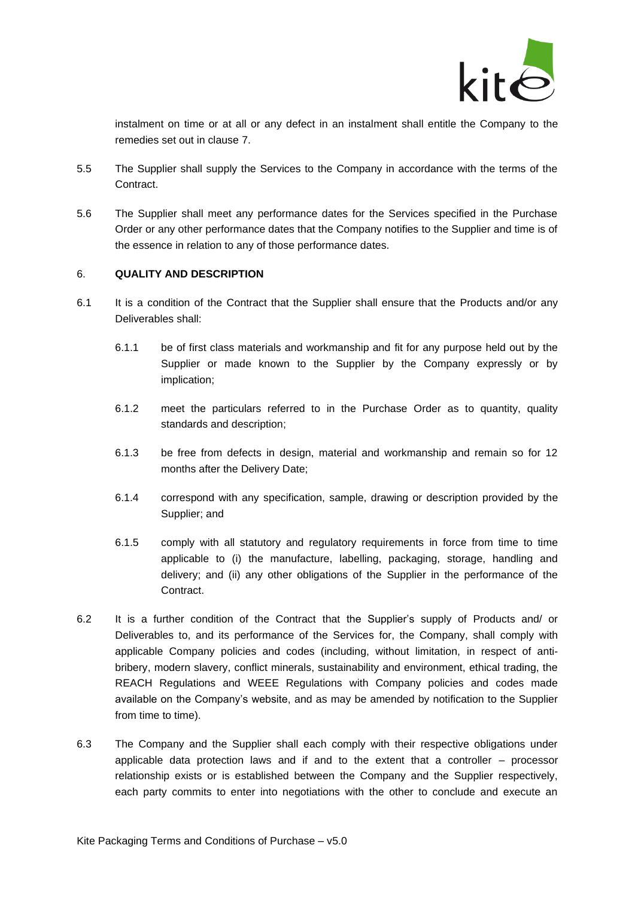instalment on time or at all or any defect in an instalment shall entitle the Company to the remedies set out in clause 7.

5.5 The Supplier shall supply the Services to the Company in accordance with the terms of the Contract.

5.6 The Supplier shall meet any performance dates for the Services specified in the Purchase Order or any other performance dates that the Company notifies to the Supplier and time is of the essence in relation to any of those performance dates.

6. **QUALITY AND DESCRIPTION**

6.1 It is a condition of the Contract that the Supplier shall ensure that the Products and/or any Deliverables shall:

6.1.1 be of first class materials and workmanship and fit for any purpose held out by the Supplier or made known to the Supplier by the Company expressly or by implication;

6.1.2 meet the particulars referred to in the Purchase Order as to quantity, quality standards and description;

6.1.3 be free from defects in design, material and workmanship and remain so for 12 months after the Delivery Date;

6.1.4 correspond with any specification, sample, drawing or description provided by the Supplier; and

6.1.5 comply with all statutory and regulatory requirements in force from time to time applicable to (i) the manufacture, labelling, packaging, storage, handling and delivery; and (ii) any other obligations of the Supplier in the performance of the Contract.

6.2 It is a further condition of the Contract that the Supplier's supply of Products and/ or Deliverables to, and its performance of the Services for, the Company, shall comply with applicable Company policies and codes (including, without limitation, in respect of anti-bribery, modern slavery, conflict minerals, sustainability and environment, ethical trading, the REACH Regulations and WEEE Regulations with Company policies and codes made available on the Company's website, and as may be amended by notification to the Supplier from time to time).

6.3 The Company and the Supplier shall each comply with their respective obligations under applicable data protection laws and if and to the extent that a controller – processor relationship exists or is established between the Company and the Supplier respectively, each party commits to enter into negotiations with the other to conclude and execute an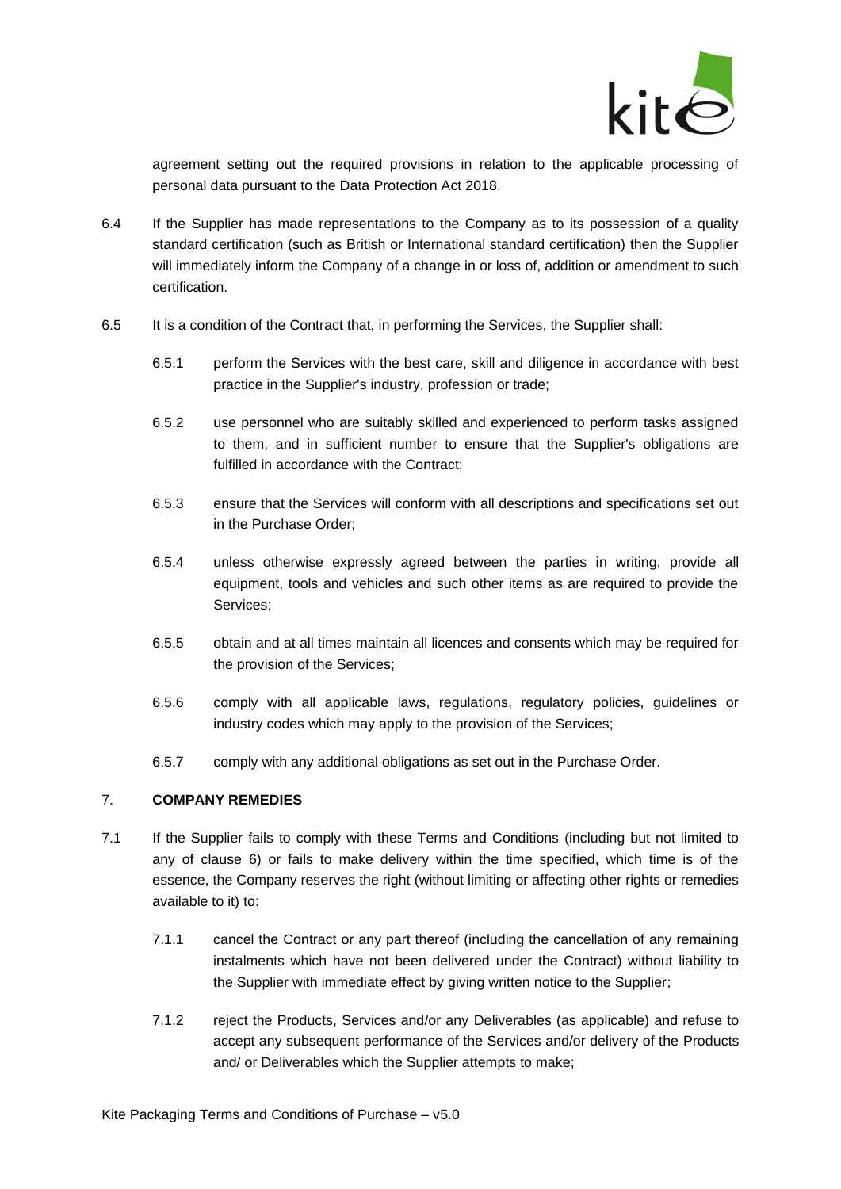agreement setting out the required provisions in relation to the applicable processing of personal data pursuant to the Data Protection Act 2018.

6.4 If the Supplier has made representations to the Company as to its possession of a quality standard certification (such as British or International standard certification) then the Supplier will immediately inform the Company of a change in or loss of, addition or amendment to such certification.

6.5 It is a condition of the Contract that, in performing the Services, the Supplier shall:

6.5.1 perform the Services with the best care, skill and diligence in accordance with best practice in the Supplier's industry, profession or trade;

6.5.2 use personnel who are suitably skilled and experienced to perform tasks assigned to them, and in sufficient number to ensure that the Supplier's obligations are fulfilled in accordance with the Contract;

6.5.3 ensure that the Services will conform with all descriptions and specifications set out in the Purchase Order;

6.5.4 unless otherwise expressly agreed between the parties in writing, provide all equipment, tools and vehicles and such other items as are required to provide the Services;

6.5.5 obtain and at all times maintain all licences and consents which may be required for the provision of the Services;

6.5.6 comply with all applicable laws, regulations, regulatory policies, guidelines or industry codes which may apply to the provision of the Services;

6.5.7 comply with any additional obligations as set out in the Purchase Order.

## 7. COMPANY REMEDIES

7.1 If the Supplier fails to comply with these Terms and Conditions (including but not limited to any of clause 6) or fails to make delivery within the time specified, which time is of the essence, the Company reserves the right (without limiting or affecting other rights or remedies available to it) to:

7.1.1 cancel the Contract or any part thereof (including the cancellation of any remaining instalments which have not been delivered under the Contract) without liability to the Supplier with immediate effect by giving written notice to the Supplier;

7.1.2 reject the Products, Services and/or any Deliverables (as applicable) and refuse to accept any subsequent performance of the Services and/or delivery of the Products and/ or Deliverables which the Supplier attempts to make;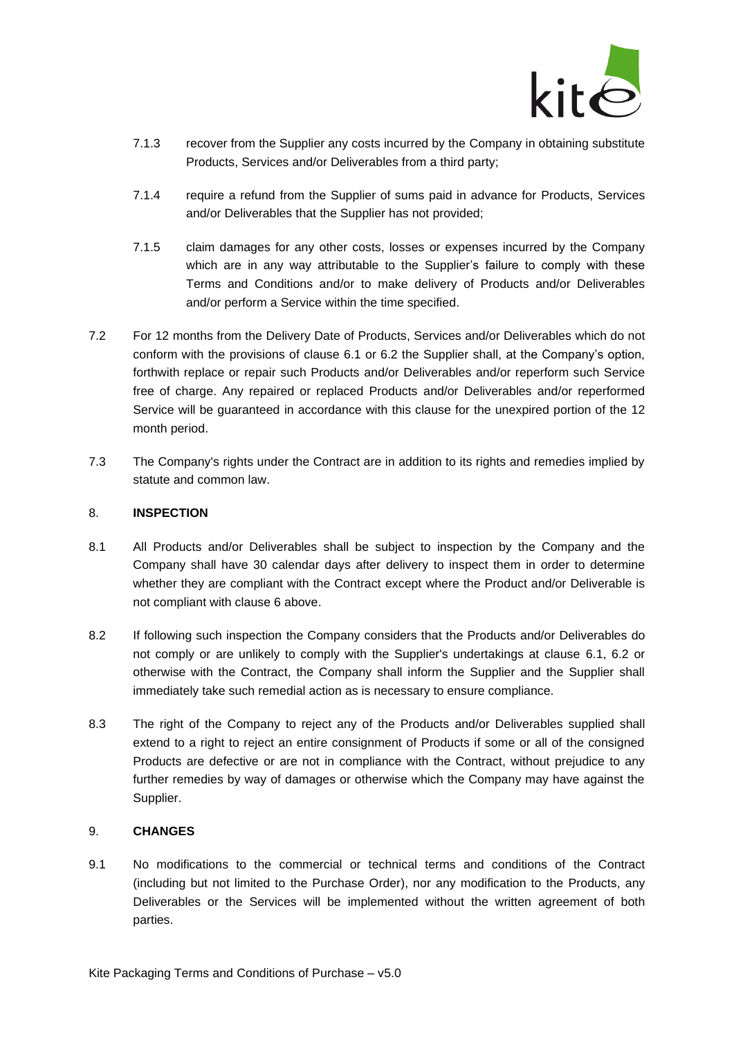7.1.3 recover from the Supplier any costs incurred by the Company in obtaining substitute Products, Services and/or Deliverables from a third party;

7.1.4 require a refund from the Supplier of sums paid in advance for Products, Services and/or Deliverables that the Supplier has not provided;

7.1.5 claim damages for any other costs, losses or expenses incurred by the Company which are in any way attributable to the Supplier's failure to comply with these Terms and Conditions and/or to make delivery of Products and/or Deliverables and/or perform a Service within the time specified.

7.2 For 12 months from the Delivery Date of Products, Services and/or Deliverables which do not conform with the provisions of clause 6.1 or 6.2 the Supplier shall, at the Company's option, forthwith replace or repair such Products and/or Deliverables and/or reperform such Service free of charge. Any repaired or replaced Products and/or Deliverables and/or reperformed Service will be guaranteed in accordance with this clause for the unexpired portion of the 12 month period.

7.3 The Company's rights under the Contract are in addition to its rights and remedies implied by statute and common law.

## 8. INSPECTION

8.1 All Products and/or Deliverables shall be subject to inspection by the Company and the Company shall have 30 calendar days after delivery to inspect them in order to determine whether they are compliant with the Contract except where the Product and/or Deliverable is not compliant with clause 6 above.

8.2 If following such inspection the Company considers that the Products and/or Deliverables do not comply or are unlikely to comply with the Supplier's undertakings at clause 6.1, 6.2 or otherwise with the Contract, the Company shall inform the Supplier and the Supplier shall immediately take such remedial action as is necessary to ensure compliance.

8.3 The right of the Company to reject any of the Products and/or Deliverables supplied shall extend to a right to reject an entire consignment of Products if some or all of the consigned Products are defective or are not in compliance with the Contract, without prejudice to any further remedies by way of damages or otherwise which the Company may have against the Supplier.

## 9. CHANGES

9.1 No modifications to the commercial or technical terms and conditions of the Contract (including but not limited to the Purchase Order), nor any modification to the Products, any Deliverables or the Services will be implemented without the written agreement of both parties.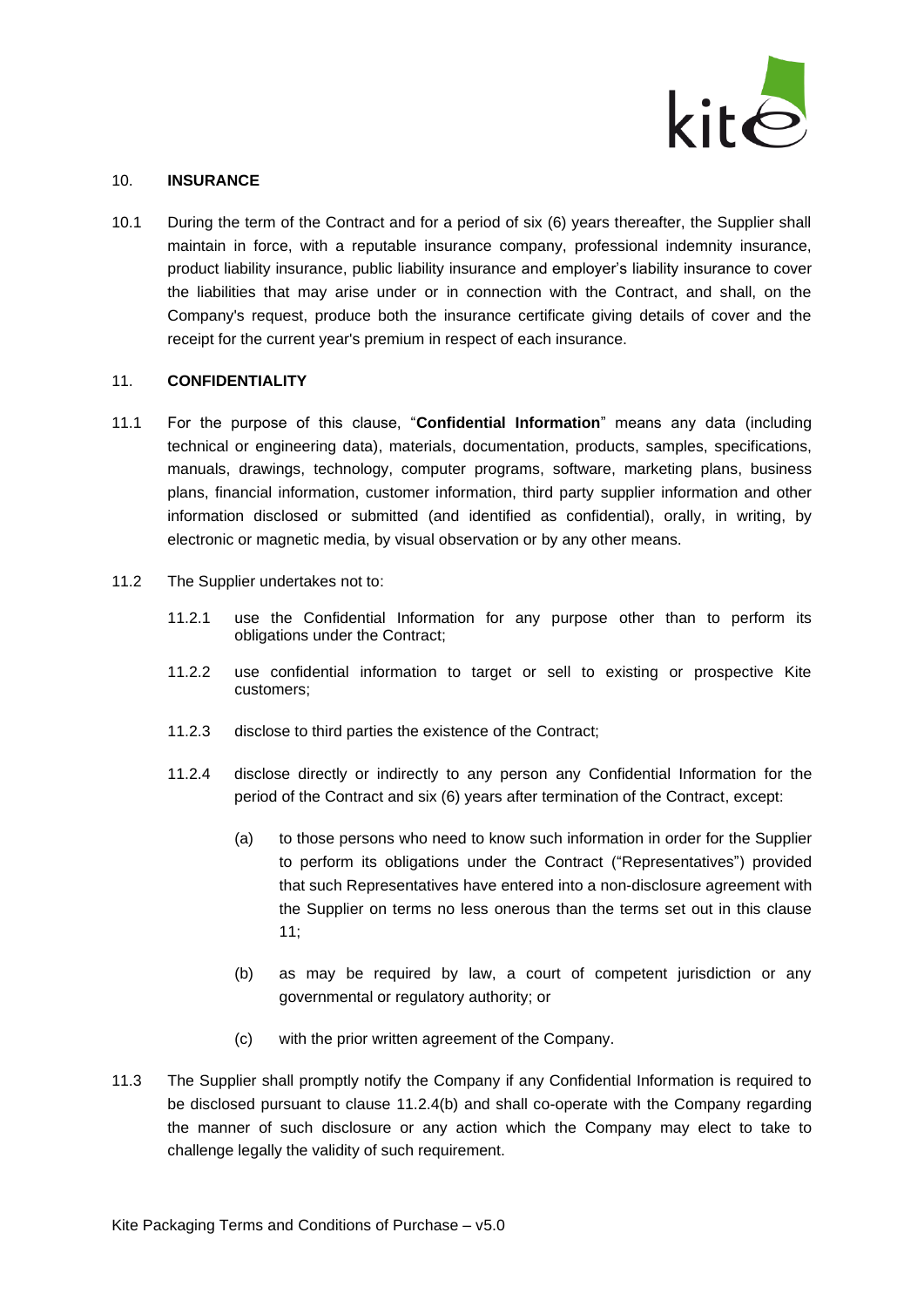## 10. INSURANCE

10.1 During the term of the Contract and for a period of six (6) years thereafter, the Supplier shall maintain in force, with a reputable insurance company, professional indemnity insurance, product liability insurance, public liability insurance and employer's liability insurance to cover the liabilities that may arise under or in connection with the Contract, and shall, on the Company's request, produce both the insurance certificate giving details of cover and the receipt for the current year's premium in respect of each insurance.

## 11. CONFIDENTIALITY

11.1 For the purpose of this clause, "**Confidential Information**" means any data (including technical or engineering data), materials, documentation, products, samples, specifications, manuals, drawings, technology, computer programs, software, marketing plans, business plans, financial information, customer information, third party supplier information and other information disclosed or submitted (and identified as confidential), orally, in writing, by electronic or magnetic media, by visual observation or by any other means.

11.2 The Supplier undertakes not to:

11.2.1 use the Confidential Information for any purpose other than to perform its obligations under the Contract;

11.2.2 use confidential information to target or sell to existing or prospective Kite customers;

11.2.3 disclose to third parties the existence of the Contract;

11.2.4 disclose directly or indirectly to any person any Confidential Information for the period of the Contract and six (6) years after termination of the Contract, except:

(a) to those persons who need to know such information in order for the Supplier to perform its obligations under the Contract ("Representatives") provided that such Representatives have entered into a non-disclosure agreement with the Supplier on terms no less onerous than the terms set out in this clause 11;

(b) as may be required by law, a court of competent jurisdiction or any governmental or regulatory authority; or

(c) with the prior written agreement of the Company.

11.3 The Supplier shall promptly notify the Company if any Confidential Information is required to be disclosed pursuant to clause 11.2.4(b) and shall co-operate with the Company regarding the manner of such disclosure or any action which the Company may elect to take to challenge legally the validity of such requirement.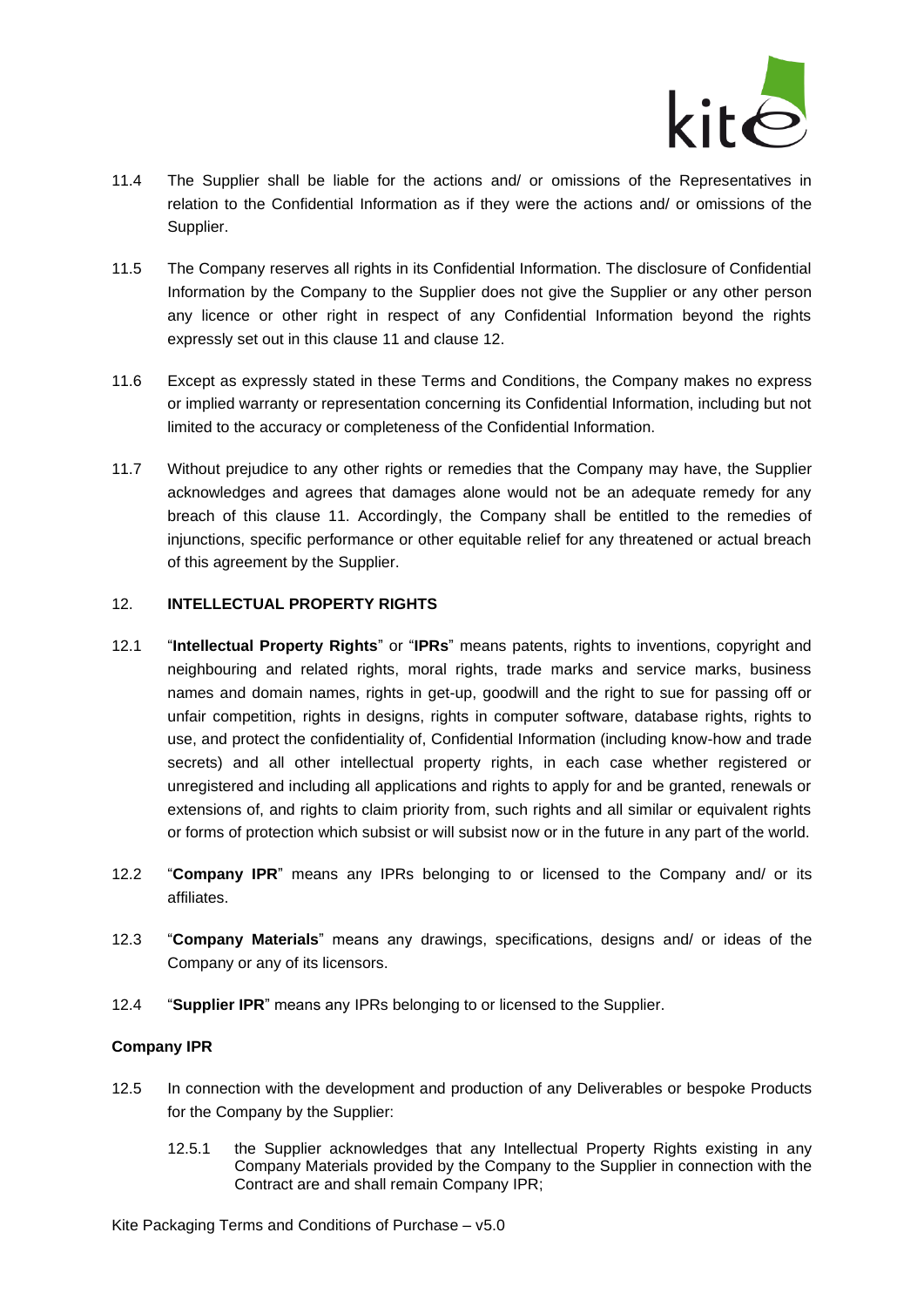11.4 The Supplier shall be liable for the actions and/ or omissions of the Representatives in relation to the Confidential Information as if they were the actions and/ or omissions of the Supplier.

11.5 The Company reserves all rights in its Confidential Information. The disclosure of Confidential Information by the Company to the Supplier does not give the Supplier or any other person any licence or other right in respect of any Confidential Information beyond the rights expressly set out in this clause 11 and clause 12.

11.6 Except as expressly stated in these Terms and Conditions, the Company makes no express or implied warranty or representation concerning its Confidential Information, including but not limited to the accuracy or completeness of the Confidential Information.

11.7 Without prejudice to any other rights or remedies that the Company may have, the Supplier acknowledges and agrees that damages alone would not be an adequate remedy for any breach of this clause 11. Accordingly, the Company shall be entitled to the remedies of injunctions, specific performance or other equitable relief for any threatened or actual breach of this agreement by the Supplier.

## 12. INTELLECTUAL PROPERTY RIGHTS

12.1 "**Intellectual Property Rights**" or "**IPRs**" means patents, rights to inventions, copyright and neighbouring and related rights, moral rights, trade marks and service marks, business names and domain names, rights in get-up, goodwill and the right to sue for passing off or unfair competition, rights in designs, rights in computer software, database rights, rights to use, and protect the confidentiality of, Confidential Information (including know-how and trade secrets) and all other intellectual property rights, in each case whether registered or unregistered and including all applications and rights to apply for and be granted, renewals or extensions of, and rights to claim priority from, such rights and all similar or equivalent rights or forms of protection which subsist or will subsist now or in the future in any part of the world.

12.2 "**Company IPR**" means any IPRs belonging to or licensed to the Company and/ or its affiliates.

12.3 "**Company Materials**" means any drawings, specifications, designs and/ or ideas of the Company or any of its licensors.

12.4 "**Supplier IPR**" means any IPRs belonging to or licensed to the Supplier.

**Company IPR**

12.5 In connection with the development and production of any Deliverables or bespoke Products for the Company by the Supplier:

12.5.1 the Supplier acknowledges that any Intellectual Property Rights existing in any Company Materials provided by the Company to the Supplier in connection with the Contract are and shall remain Company IPR;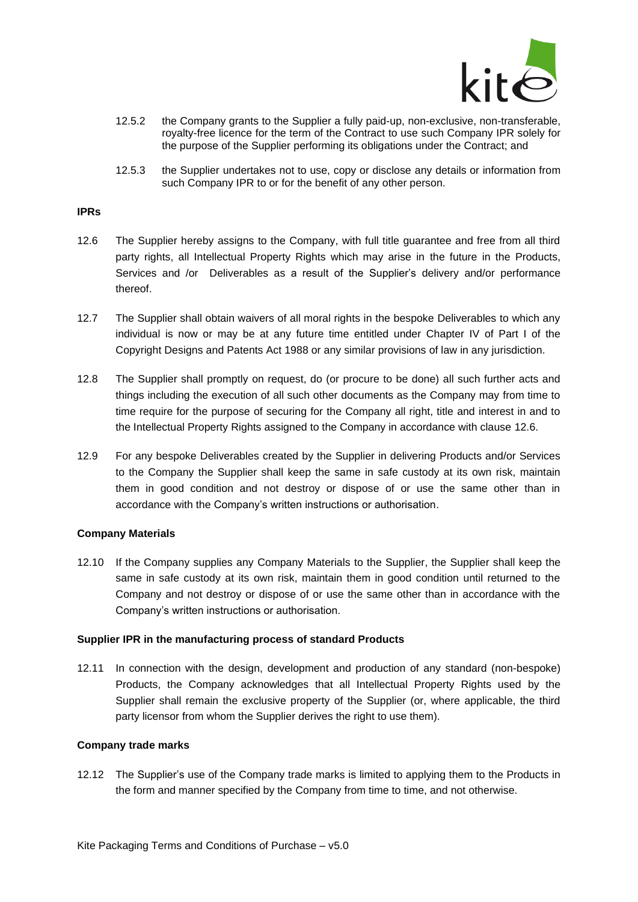12.5.2 the Company grants to the Supplier a fully paid-up, non-exclusive, non-transferable, royalty-free licence for the term of the Contract to use such Company IPR solely for the purpose of the Supplier performing its obligations under the Contract; and

12.5.3 the Supplier undertakes not to use, copy or disclose any details or information from such Company IPR to or for the benefit of any other person.

**IPRs**

12.6 The Supplier hereby assigns to the Company, with full title guarantee and free from all third party rights, all Intellectual Property Rights which may arise in the future in the Products, Services and /or Deliverables as a result of the Supplier's delivery and/or performance thereof.

12.7 The Supplier shall obtain waivers of all moral rights in the bespoke Deliverables to which any individual is now or may be at any future time entitled under Chapter IV of Part I of the Copyright Designs and Patents Act 1988 or any similar provisions of law in any jurisdiction.

12.8 The Supplier shall promptly on request, do (or procure to be done) all such further acts and things including the execution of all such other documents as the Company may from time to time require for the purpose of securing for the Company all right, title and interest in and to the Intellectual Property Rights assigned to the Company in accordance with clause 12.6.

12.9 For any bespoke Deliverables created by the Supplier in delivering Products and/or Services to the Company the Supplier shall keep the same in safe custody at its own risk, maintain them in good condition and not destroy or dispose of or use the same other than in accordance with the Company's written instructions or authorisation.

**Company Materials**

12.10 If the Company supplies any Company Materials to the Supplier, the Supplier shall keep the same in safe custody at its own risk, maintain them in good condition until returned to the Company and not destroy or dispose of or use the same other than in accordance with the Company's written instructions or authorisation.

**Supplier IPR in the manufacturing process of standard Products**

12.11 In connection with the design, development and production of any standard (non-bespoke) Products, the Company acknowledges that all Intellectual Property Rights used by the Supplier shall remain the exclusive property of the Supplier (or, where applicable, the third party licensor from whom the Supplier derives the right to use them).

**Company trade marks**

12.12 The Supplier's use of the Company trade marks is limited to applying them to the Products in the form and manner specified by the Company from time to time, and not otherwise.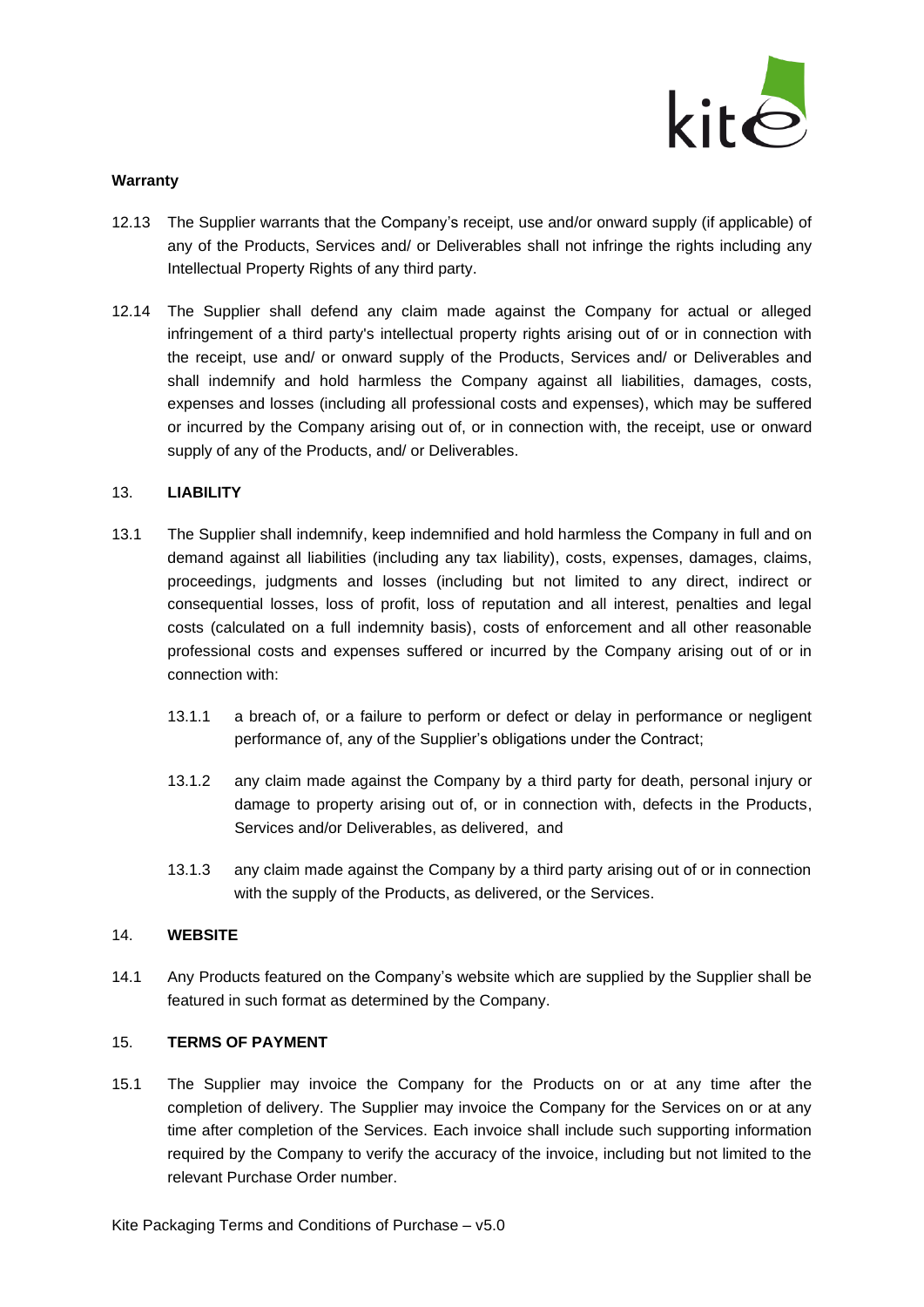**Warranty**

12.13 The Supplier warrants that the Company's receipt, use and/or onward supply (if applicable) of any of the Products, Services and/ or Deliverables shall not infringe the rights including any Intellectual Property Rights of any third party.

12.14 The Supplier shall defend any claim made against the Company for actual or alleged infringement of a third party's intellectual property rights arising out of or in connection with the receipt, use and/ or onward supply of the Products, Services and/ or Deliverables and shall indemnify and hold harmless the Company against all liabilities, damages, costs, expenses and losses (including all professional costs and expenses), which may be suffered or incurred by the Company arising out of, or in connection with, the receipt, use or onward supply of any of the Products, and/ or Deliverables.

## 13. LIABILITY

13.1 The Supplier shall indemnify, keep indemnified and hold harmless the Company in full and on demand against all liabilities (including any tax liability), costs, expenses, damages, claims, proceedings, judgments and losses (including but not limited to any direct, indirect or consequential losses, loss of profit, loss of reputation and all interest, penalties and legal costs (calculated on a full indemnity basis), costs of enforcement and all other reasonable professional costs and expenses suffered or incurred by the Company arising out of or in connection with:

13.1.1 a breach of, or a failure to perform or defect or delay in performance or negligent performance of, any of the Supplier's obligations under the Contract;

13.1.2 any claim made against the Company by a third party for death, personal injury or damage to property arising out of, or in connection with, defects in the Products, Services and/or Deliverables, as delivered, and

13.1.3 any claim made against the Company by a third party arising out of or in connection with the supply of the Products, as delivered, or the Services.

## 14. WEBSITE

14.1 Any Products featured on the Company's website which are supplied by the Supplier shall be featured in such format as determined by the Company.

## 15. TERMS OF PAYMENT

15.1 The Supplier may invoice the Company for the Products on or at any time after the completion of delivery. The Supplier may invoice the Company for the Services on or at any time after completion of the Services. Each invoice shall include such supporting information required by the Company to verify the accuracy of the invoice, including but not limited to the relevant Purchase Order number.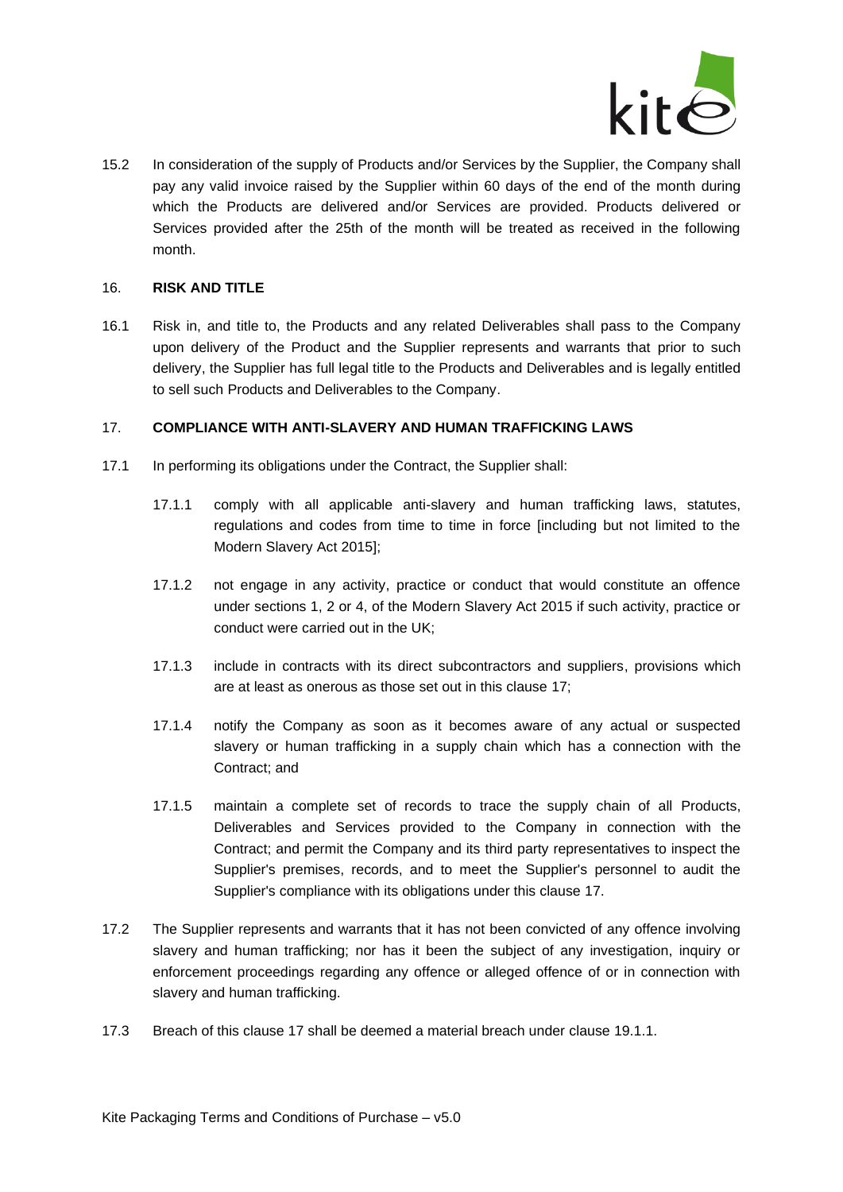15.2 In consideration of the supply of Products and/or Services by the Supplier, the Company shall pay any valid invoice raised by the Supplier within 60 days of the end of the month during which the Products are delivered and/or Services are provided. Products delivered or Services provided after the 25th of the month will be treated as received in the following month.

## 16. RISK AND TITLE

16.1 Risk in, and title to, the Products and any related Deliverables shall pass to the Company upon delivery of the Product and the Supplier represents and warrants that prior to such delivery, the Supplier has full legal title to the Products and Deliverables and is legally entitled to sell such Products and Deliverables to the Company.

## 17. COMPLIANCE WITH ANTI-SLAVERY AND HUMAN TRAFFICKING LAWS

17.1 In performing its obligations under the Contract, the Supplier shall:

17.1.1 comply with all applicable anti-slavery and human trafficking laws, statutes, regulations and codes from time to time in force [including but not limited to the Modern Slavery Act 2015];

17.1.2 not engage in any activity, practice or conduct that would constitute an offence under sections 1, 2 or 4, of the Modern Slavery Act 2015 if such activity, practice or conduct were carried out in the UK;

17.1.3 include in contracts with its direct subcontractors and suppliers, provisions which are at least as onerous as those set out in this clause 17;

17.1.4 notify the Company as soon as it becomes aware of any actual or suspected slavery or human trafficking in a supply chain which has a connection with the Contract; and

17.1.5 maintain a complete set of records to trace the supply chain of all Products, Deliverables and Services provided to the Company in connection with the Contract; and permit the Company and its third party representatives to inspect the Supplier's premises, records, and to meet the Supplier's personnel to audit the Supplier's compliance with its obligations under this clause 17.

17.2 The Supplier represents and warrants that it has not been convicted of any offence involving slavery and human trafficking; nor has it been the subject of any investigation, inquiry or enforcement proceedings regarding any offence or alleged offence of or in connection with slavery and human trafficking.

17.3 Breach of this clause 17 shall be deemed a material breach under clause 19.1.1.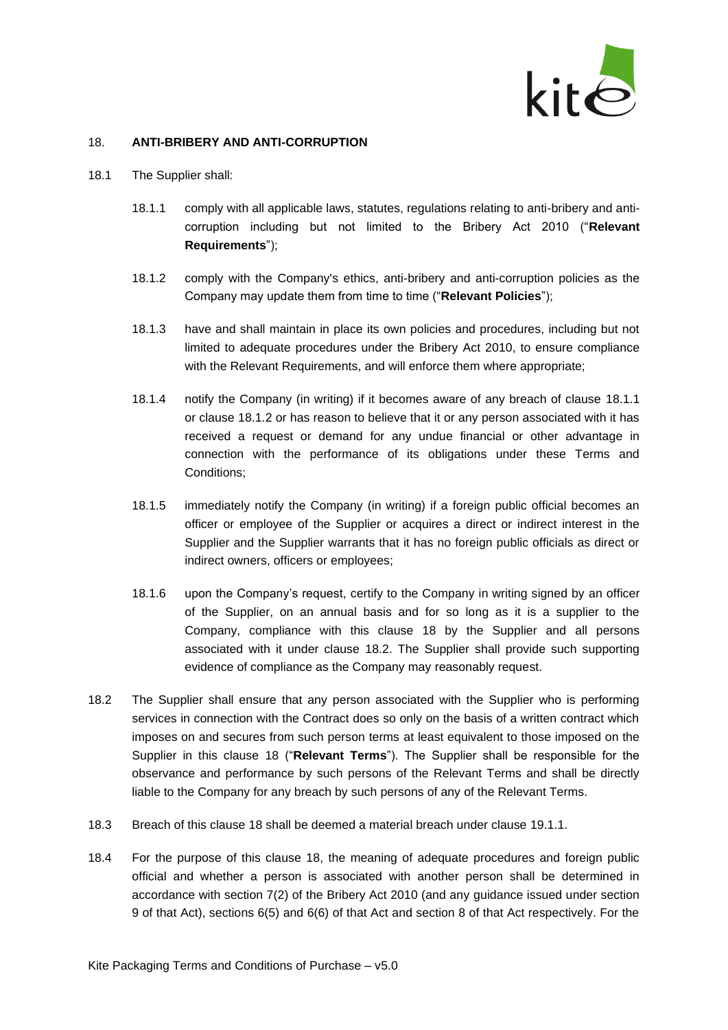## 18. ANTI-BRIBERY AND ANTI-CORRUPTION

18.1 The Supplier shall:

18.1.1 comply with all applicable laws, statutes, regulations relating to anti-bribery and anti-corruption including but not limited to the Bribery Act 2010 ("**Relevant Requirements**");

18.1.2 comply with the Company's ethics, anti-bribery and anti-corruption policies as the Company may update them from time to time ("**Relevant Policies**");

18.1.3 have and shall maintain in place its own policies and procedures, including but not limited to adequate procedures under the Bribery Act 2010, to ensure compliance with the Relevant Requirements, and will enforce them where appropriate;

18.1.4 notify the Company (in writing) if it becomes aware of any breach of clause 18.1.1 or clause 18.1.2 or has reason to believe that it or any person associated with it has received a request or demand for any undue financial or other advantage in connection with the performance of its obligations under these Terms and Conditions;

18.1.5 immediately notify the Company (in writing) if a foreign public official becomes an officer or employee of the Supplier or acquires a direct or indirect interest in the Supplier and the Supplier warrants that it has no foreign public officials as direct or indirect owners, officers or employees;

18.1.6 upon the Company's request, certify to the Company in writing signed by an officer of the Supplier, on an annual basis and for so long as it is a supplier to the Company, compliance with this clause 18 by the Supplier and all persons associated with it under clause 18.2. The Supplier shall provide such supporting evidence of compliance as the Company may reasonably request.

18.2 The Supplier shall ensure that any person associated with the Supplier who is performing services in connection with the Contract does so only on the basis of a written contract which imposes on and secures from such person terms at least equivalent to those imposed on the Supplier in this clause 18 ("**Relevant Terms**"). The Supplier shall be responsible for the observance and performance by such persons of the Relevant Terms and shall be directly liable to the Company for any breach by such persons of any of the Relevant Terms.

18.3 Breach of this clause 18 shall be deemed a material breach under clause 19.1.1.

18.4 For the purpose of this clause 18, the meaning of adequate procedures and foreign public official and whether a person is associated with another person shall be determined in accordance with section 7(2) of the Bribery Act 2010 (and any guidance issued under section 9 of that Act), sections 6(5) and 6(6) of that Act and section 8 of that Act respectively. For the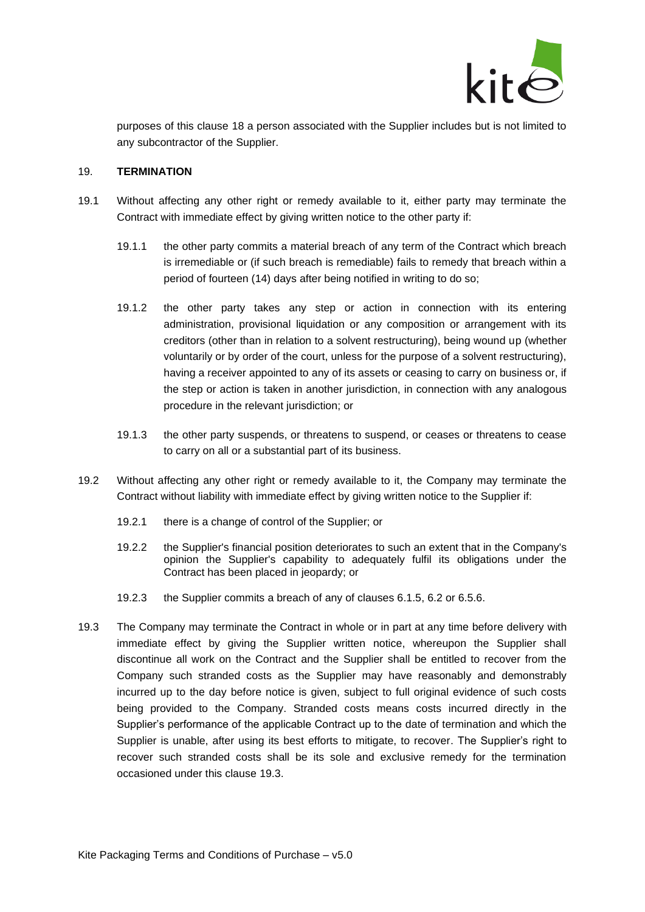purposes of this clause 18 a person associated with the Supplier includes but is not limited to any subcontractor of the Supplier.

## 19. TERMINATION

19.1 Without affecting any other right or remedy available to it, either party may terminate the Contract with immediate effect by giving written notice to the other party if:

19.1.1 the other party commits a material breach of any term of the Contract which breach is irremediable or (if such breach is remediable) fails to remedy that breach within a period of fourteen (14) days after being notified in writing to do so;

19.1.2 the other party takes any step or action in connection with its entering administration, provisional liquidation or any composition or arrangement with its creditors (other than in relation to a solvent restructuring), being wound up (whether voluntarily or by order of the court, unless for the purpose of a solvent restructuring), having a receiver appointed to any of its assets or ceasing to carry on business or, if the step or action is taken in another jurisdiction, in connection with any analogous procedure in the relevant jurisdiction; or

19.1.3 the other party suspends, or threatens to suspend, or ceases or threatens to cease to carry on all or a substantial part of its business.

19.2 Without affecting any other right or remedy available to it, the Company may terminate the Contract without liability with immediate effect by giving written notice to the Supplier if:

19.2.1 there is a change of control of the Supplier; or

19.2.2 the Supplier's financial position deteriorates to such an extent that in the Company's opinion the Supplier's capability to adequately fulfil its obligations under the Contract has been placed in jeopardy; or

19.2.3 the Supplier commits a breach of any of clauses 6.1.5, 6.2 or 6.5.6.

19.3 The Company may terminate the Contract in whole or in part at any time before delivery with immediate effect by giving the Supplier written notice, whereupon the Supplier shall discontinue all work on the Contract and the Supplier shall be entitled to recover from the Company such stranded costs as the Supplier may have reasonably and demonstrably incurred up to the day before notice is given, subject to full original evidence of such costs being provided to the Company. Stranded costs means costs incurred directly in the Supplier's performance of the applicable Contract up to the date of termination and which the Supplier is unable, after using its best efforts to mitigate, to recover. The Supplier's right to recover such stranded costs shall be its sole and exclusive remedy for the termination occasioned under this clause 19.3.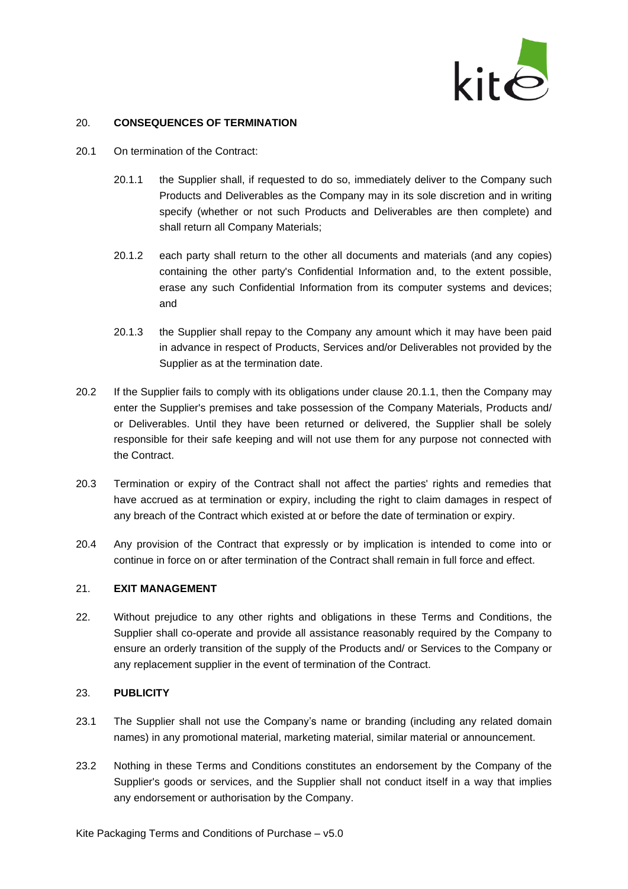## 20. CONSEQUENCES OF TERMINATION

20.1 On termination of the Contract:

20.1.1 the Supplier shall, if requested to do so, immediately deliver to the Company such Products and Deliverables as the Company may in its sole discretion and in writing specify (whether or not such Products and Deliverables are then complete) and shall return all Company Materials;

20.1.2 each party shall return to the other all documents and materials (and any copies) containing the other party's Confidential Information and, to the extent possible, erase any such Confidential Information from its computer systems and devices; and

20.1.3 the Supplier shall repay to the Company any amount which it may have been paid in advance in respect of Products, Services and/or Deliverables not provided by the Supplier as at the termination date.

20.2 If the Supplier fails to comply with its obligations under clause 20.1.1, then the Company may enter the Supplier's premises and take possession of the Company Materials, Products and/ or Deliverables. Until they have been returned or delivered, the Supplier shall be solely responsible for their safe keeping and will not use them for any purpose not connected with the Contract.

20.3 Termination or expiry of the Contract shall not affect the parties' rights and remedies that have accrued as at termination or expiry, including the right to claim damages in respect of any breach of the Contract which existed at or before the date of termination or expiry.

20.4 Any provision of the Contract that expressly or by implication is intended to come into or continue in force on or after termination of the Contract shall remain in full force and effect.

## 21. EXIT MANAGEMENT

22. Without prejudice to any other rights and obligations in these Terms and Conditions, the Supplier shall co-operate and provide all assistance reasonably required by the Company to ensure an orderly transition of the supply of the Products and/ or Services to the Company or any replacement supplier in the event of termination of the Contract.

## 23. PUBLICITY

23.1 The Supplier shall not use the Company's name or branding (including any related domain names) in any promotional material, marketing material, similar material or announcement.

23.2 Nothing in these Terms and Conditions constitutes an endorsement by the Company of the Supplier's goods or services, and the Supplier shall not conduct itself in a way that implies any endorsement or authorisation by the Company.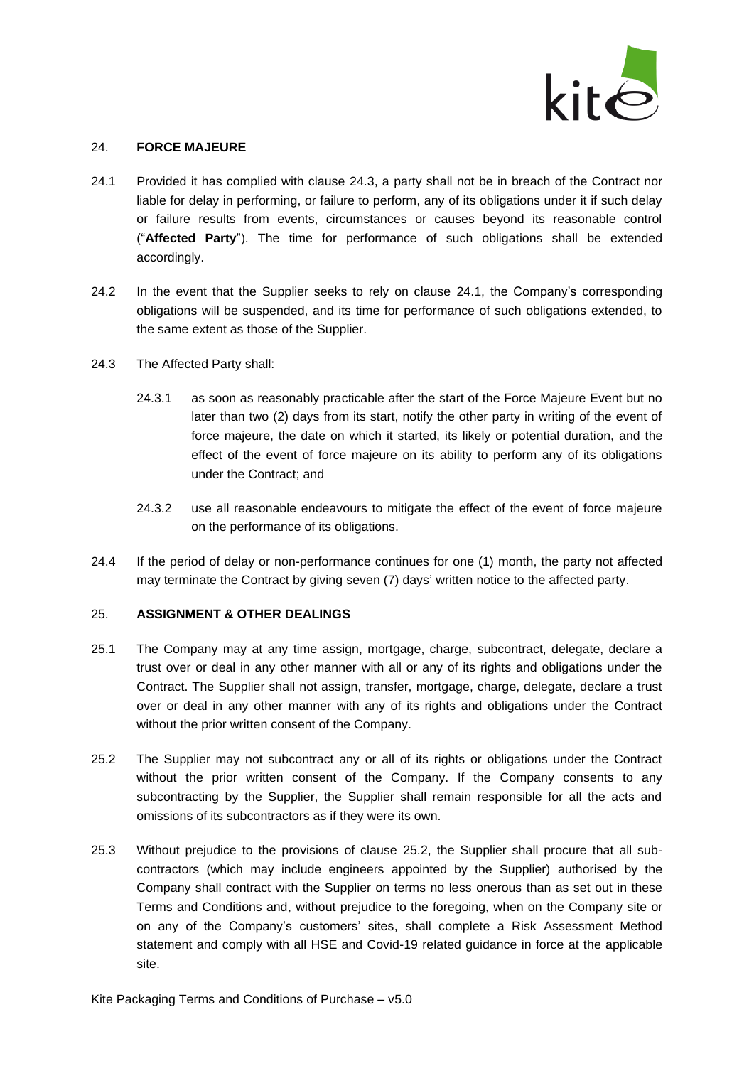## 24. FORCE MAJEURE

24.1 Provided it has complied with clause 24.3, a party shall not be in breach of the Contract nor liable for delay in performing, or failure to perform, any of its obligations under it if such delay or failure results from events, circumstances or causes beyond its reasonable control ("**Affected Party**"). The time for performance of such obligations shall be extended accordingly.

24.2 In the event that the Supplier seeks to rely on clause 24.1, the Company's corresponding obligations will be suspended, and its time for performance of such obligations extended, to the same extent as those of the Supplier.

24.3 The Affected Party shall:

24.3.1 as soon as reasonably practicable after the start of the Force Majeure Event but no later than two (2) days from its start, notify the other party in writing of the event of force majeure, the date on which it started, its likely or potential duration, and the effect of the event of force majeure on its ability to perform any of its obligations under the Contract; and

24.3.2 use all reasonable endeavours to mitigate the effect of the event of force majeure on the performance of its obligations.

24.4 If the period of delay or non-performance continues for one (1) month, the party not affected may terminate the Contract by giving seven (7) days' written notice to the affected party.

## 25. ASSIGNMENT & OTHER DEALINGS

25.1 The Company may at any time assign, mortgage, charge, subcontract, delegate, declare a trust over or deal in any other manner with all or any of its rights and obligations under the Contract. The Supplier shall not assign, transfer, mortgage, charge, delegate, declare a trust over or deal in any other manner with any of its rights and obligations under the Contract without the prior written consent of the Company.

25.2 The Supplier may not subcontract any or all of its rights or obligations under the Contract without the prior written consent of the Company. If the Company consents to any subcontracting by the Supplier, the Supplier shall remain responsible for all the acts and omissions of its subcontractors as if they were its own.

25.3 Without prejudice to the provisions of clause 25.2, the Supplier shall procure that all sub-contractors (which may include engineers appointed by the Supplier) authorised by the Company shall contract with the Supplier on terms no less onerous than as set out in these Terms and Conditions and, without prejudice to the foregoing, when on the Company site or on any of the Company's customers' sites, shall complete a Risk Assessment Method statement and comply with all HSE and Covid-19 related guidance in force at the applicable site.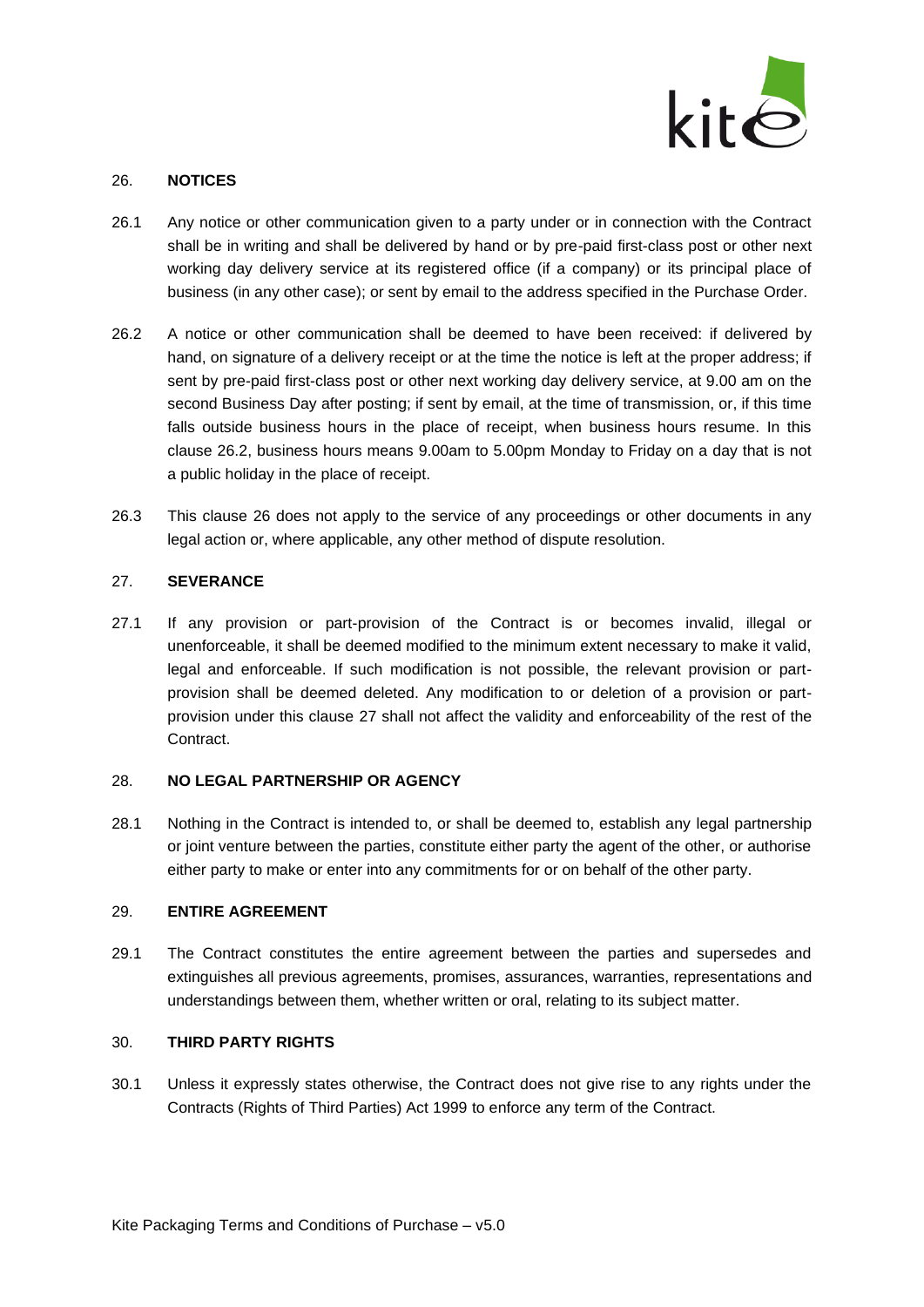## 26. NOTICES

26.1 Any notice or other communication given to a party under or in connection with the Contract shall be in writing and shall be delivered by hand or by pre-paid first-class post or other next working day delivery service at its registered office (if a company) or its principal place of business (in any other case); or sent by email to the address specified in the Purchase Order.

26.2 A notice or other communication shall be deemed to have been received: if delivered by hand, on signature of a delivery receipt or at the time the notice is left at the proper address; if sent by pre-paid first-class post or other next working day delivery service, at 9.00 am on the second Business Day after posting; if sent by email, at the time of transmission, or, if this time falls outside business hours in the place of receipt, when business hours resume. In this clause 26.2, business hours means 9.00am to 5.00pm Monday to Friday on a day that is not a public holiday in the place of receipt.

26.3 This clause 26 does not apply to the service of any proceedings or other documents in any legal action or, where applicable, any other method of dispute resolution.

## 27. SEVERANCE

27.1 If any provision or part-provision of the Contract is or becomes invalid, illegal or unenforceable, it shall be deemed modified to the minimum extent necessary to make it valid, legal and enforceable. If such modification is not possible, the relevant provision or part-provision shall be deemed deleted. Any modification to or deletion of a provision or part-provision under this clause 27 shall not affect the validity and enforceability of the rest of the Contract.

## 28. NO LEGAL PARTNERSHIP OR AGENCY

28.1 Nothing in the Contract is intended to, or shall be deemed to, establish any legal partnership or joint venture between the parties, constitute either party the agent of the other, or authorise either party to make or enter into any commitments for or on behalf of the other party.

## 29. ENTIRE AGREEMENT

29.1 The Contract constitutes the entire agreement between the parties and supersedes and extinguishes all previous agreements, promises, assurances, warranties, representations and understandings between them, whether written or oral, relating to its subject matter.

## 30. THIRD PARTY RIGHTS

30.1 Unless it expressly states otherwise, the Contract does not give rise to any rights under the Contracts (Rights of Third Parties) Act 1999 to enforce any term of the Contract.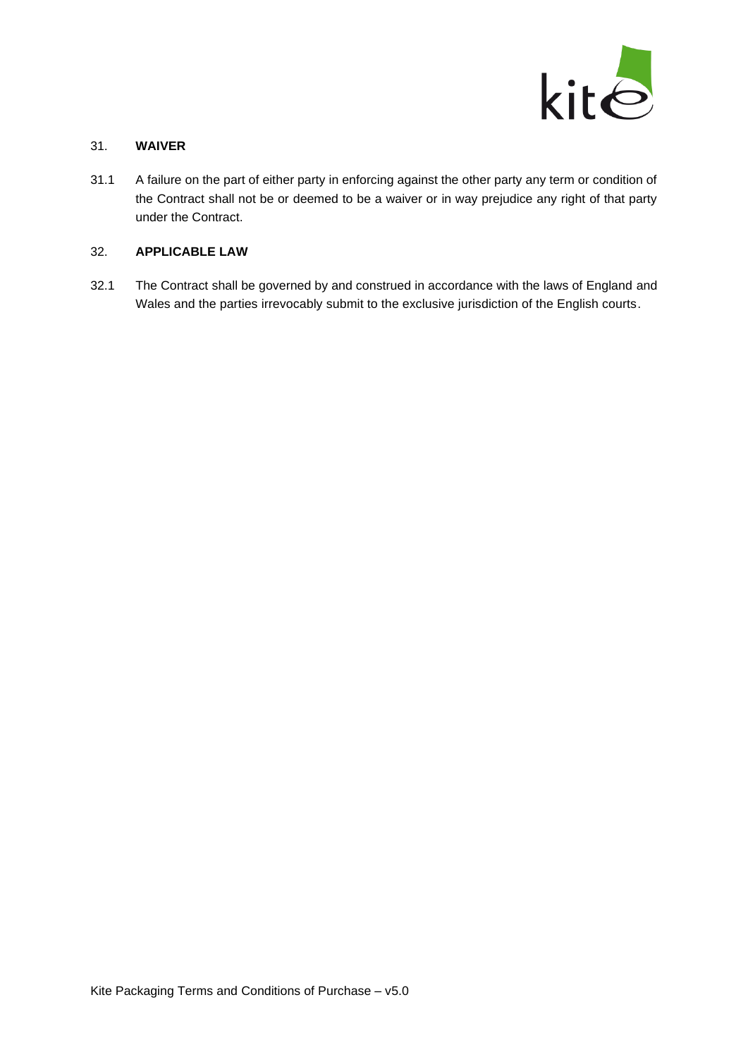## 31. WAIVER

31.1 A failure on the part of either party in enforcing against the other party any term or condition of the Contract shall not be or deemed to be a waiver or in way prejudice any right of that party under the Contract.

## 32. APPLICABLE LAW

32.1 The Contract shall be governed by and construed in accordance with the laws of England and Wales and the parties irrevocably submit to the exclusive jurisdiction of the English courts.